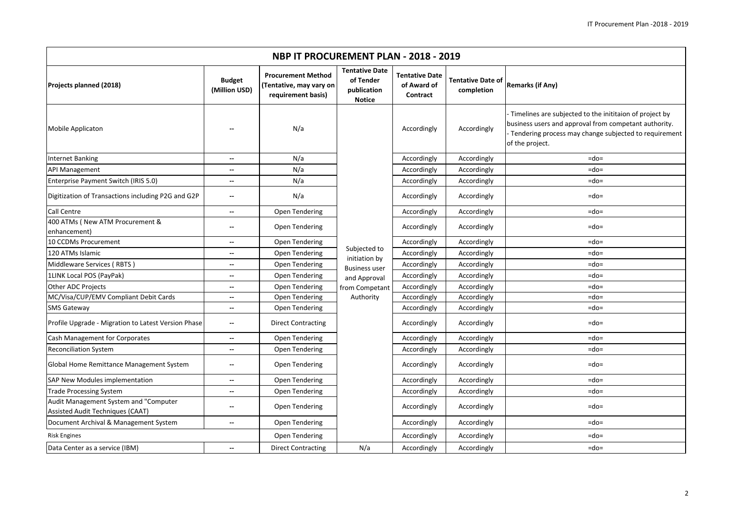| NBP IT PROCUREMENT PLAN - 2018 - 2019 | | | | | | |
|---|---|---|---|---|---|---|
| **Projects planned (2018)** | **Budget (Million USD)** | **Procurement Method (Tentative, may vary on requirement basis)** | **Tentative Date of Tender publication Notice** | **Tentative Date of Award of Contract** | **Tentative Date of completion** | **Remarks (if Any)** |
| Mobile Applicaton | -- | N/a | Subjected to initiation by Business user and Approval from Competant Authority | Accordingly | Accordingly | - Timelines are subjected to the inititaion of project by business users and approval from competant authority.<br>- Tendering process may change subjected to requirement of the project. |
| Internet Banking | -- | N/a | | Accordingly | Accordingly | =do= |
| API Management | -- | N/a | | Accordingly | Accordingly | =do= |
| Enterprise Payment Switch (IRIS 5.0) | -- | N/a | | Accordingly | Accordingly | =do= |
| Digitization of Transactions including P2G and G2P | -- | N/a | | Accordingly | Accordingly | =do= |
| Call Centre | -- | Open Tendering | | Accordingly | Accordingly | =do= |
| 400 ATMs ( New ATM Procurement & enhancement) | -- | Open Tendering | | Accordingly | Accordingly | =do= |
| 10 CCDMs Procurement | -- | Open Tendering | | Accordingly | Accordingly | =do= |
| 120 ATMs Islamic | -- | Open Tendering | | Accordingly | Accordingly | =do= |
| Middleware Services ( RBTS ) | -- | Open Tendering | | Accordingly | Accordingly | =do= |
| 1LINK Local POS (PayPak) | -- | Open Tendering | | Accordingly | Accordingly | =do= |
| Other ADC Projects | -- | Open Tendering | | Accordingly | Accordingly | =do= |
| MC/Visa/CUP/EMV Compliant Debit Cards | -- | Open Tendering | | Accordingly | Accordingly | =do= |
| SMS Gateway | -- | Open Tendering | | Accordingly | Accordingly | =do= |
| Profile Upgrade - Migration to Latest Version Phase | -- | Direct Contracting | | Accordingly | Accordingly | =do= |
| Cash Management for Corporates | -- | Open Tendering | | Accordingly | Accordingly | =do= |
| Reconciliation System | -- | Open Tendering | | Accordingly | Accordingly | =do= |
| Global Home Remittance Management System | -- | Open Tendering | | Accordingly | Accordingly | =do= |
| SAP New Modules implementation | -- | Open Tendering | | Accordingly | Accordingly | =do= |
| Trade Processing System | -- | Open Tendering | | Accordingly | Accordingly | =do= |
| Audit Management System and "Computer Assisted Audit Techniques (CAAT) | -- | Open Tendering | | Accordingly | Accordingly | =do= |
| Document Archival & Management System | -- | Open Tendering | | Accordingly | Accordingly | =do= |
| Risk Engines | | Open Tendering | | Accordingly | Accordingly | =do= |
| Data Center as a service (IBM) | -- | Direct Contracting | N/a | Accordingly | Accordingly | =do= |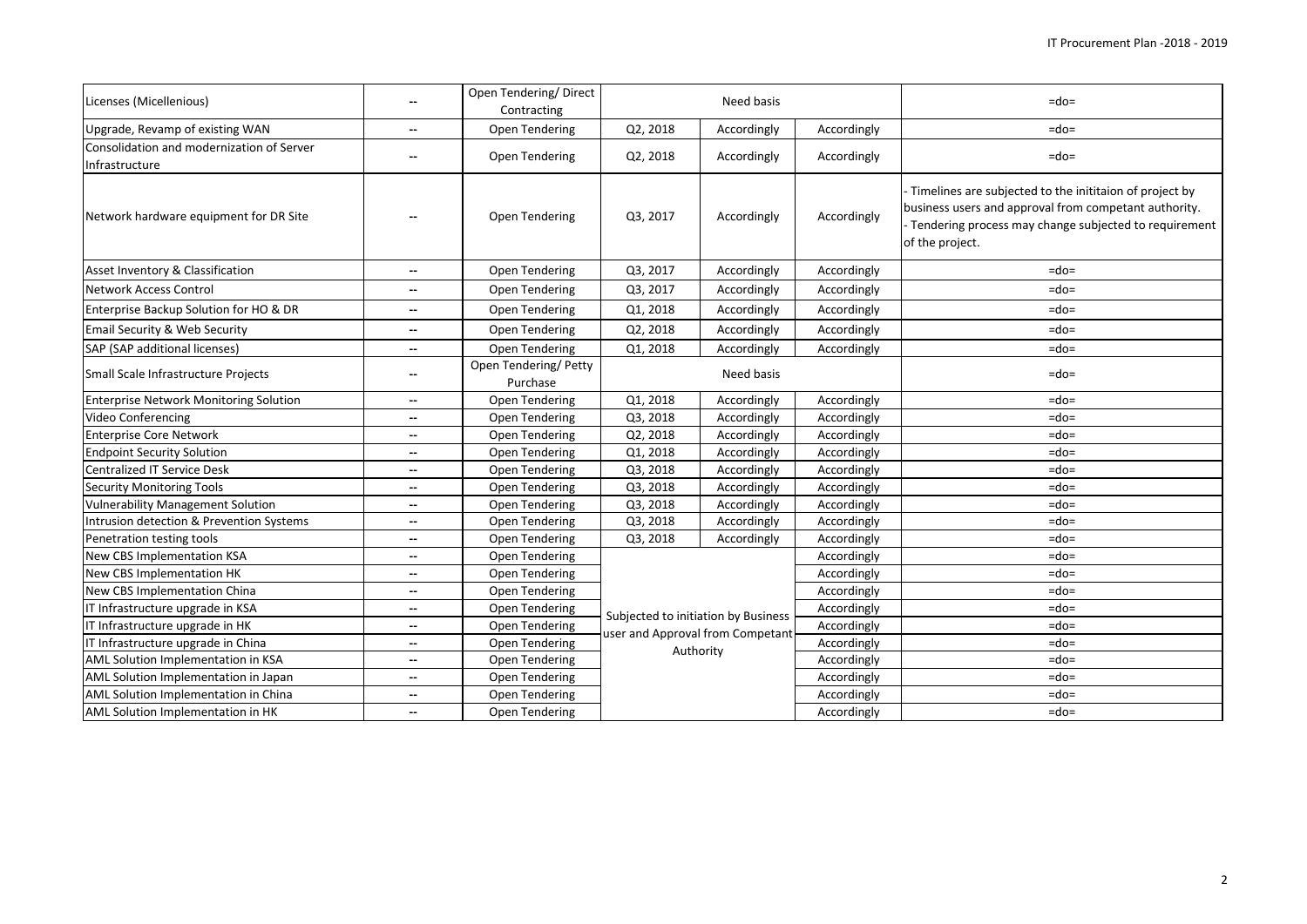| | | | | | | |
|---|---|---|---|---|---|---|
| Licenses (Micellenious) | -- | Open Tendering/ Direct Contracting | Need basis | | | =do= |
| Upgrade, Revamp of existing WAN | -- | Open Tendering | Q2, 2018 | Accordingly | Accordingly | =do= |
| Consolidation and modernization of Server Infrastructure | -- | Open Tendering | Q2, 2018 | Accordingly | Accordingly | =do= |
| Network hardware equipment for DR Site | -- | Open Tendering | Q3, 2017 | Accordingly | Accordingly | - Timelines are subjected to the inititaion of project by business users and approval from competant authority.<br>- Tendering process may change subjected to requirement of the project. |
| Asset Inventory & Classification | -- | Open Tendering | Q3, 2017 | Accordingly | Accordingly | =do= |
| Network Access Control | -- | Open Tendering | Q3, 2017 | Accordingly | Accordingly | =do= |
| Enterprise Backup Solution for HO & DR | -- | Open Tendering | Q1, 2018 | Accordingly | Accordingly | =do= |
| Email Security & Web Security | -- | Open Tendering | Q2, 2018 | Accordingly | Accordingly | =do= |
| SAP (SAP additional licenses) | -- | Open Tendering | Q1, 2018 | Accordingly | Accordingly | =do= |
| Small Scale Infrastructure Projects | -- | Open Tendering/ Petty Purchase | Need basis | | | =do= |
| Enterprise Network Monitoring Solution | -- | Open Tendering | Q1, 2018 | Accordingly | Accordingly | =do= |
| Video Conferencing | -- | Open Tendering | Q3, 2018 | Accordingly | Accordingly | =do= |
| Enterprise Core Network | -- | Open Tendering | Q2, 2018 | Accordingly | Accordingly | =do= |
| Endpoint Security Solution | -- | Open Tendering | Q1, 2018 | Accordingly | Accordingly | =do= |
| Centralized IT Service Desk | -- | Open Tendering | Q3, 2018 | Accordingly | Accordingly | =do= |
| Security Monitoring Tools | -- | Open Tendering | Q3, 2018 | Accordingly | Accordingly | =do= |
| Vulnerability Management Solution | -- | Open Tendering | Q3, 2018 | Accordingly | Accordingly | =do= |
| Intrusion detection & Prevention Systems | -- | Open Tendering | Q3, 2018 | Accordingly | Accordingly | =do= |
| Penetration testing tools | -- | Open Tendering | Q3, 2018 | Accordingly | Accordingly | =do= |
| New CBS Implementation KSA | -- | Open Tendering | Subjected to initiation by Business user and Approval from Competant Authority | | Accordingly | =do= |
| New CBS Implementation HK | -- | Open Tendering | | | Accordingly | =do= |
| New CBS Implementation China | -- | Open Tendering | | | Accordingly | =do= |
| IT Infrastructure upgrade in KSA | -- | Open Tendering | | | Accordingly | =do= |
| IT Infrastructure upgrade in HK | -- | Open Tendering | | | Accordingly | =do= |
| IT Infrastructure upgrade in China | -- | Open Tendering | | | Accordingly | =do= |
| AML Solution Implementation in KSA | -- | Open Tendering | | | Accordingly | =do= |
| AML Solution Implementation in Japan | -- | Open Tendering | | | Accordingly | =do= |
| AML Solution Implementation in China | -- | Open Tendering | | | Accordingly | =do= |
| AML Solution Implementation in HK | -- | Open Tendering | | | Accordingly | =do= |